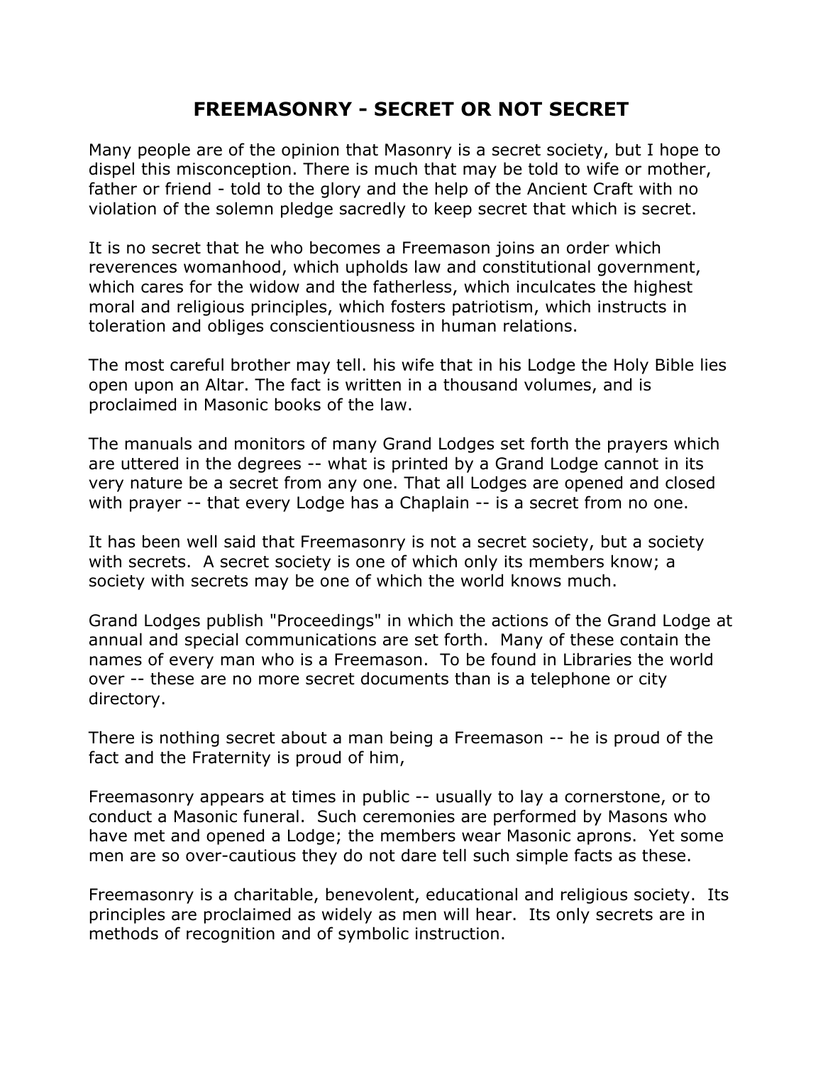# FREEMASONRY - SECRET OR NOT SECRET

Many people are of the opinion that Masonry is a secret society, but I hope to dispel this misconception. There is much that may be told to wife or mother, father or friend - told to the glory and the help of the Ancient Craft with no violation of the solemn pledge sacredly to keep secret that which is secret.

It is no secret that he who becomes a Freemason joins an order which reverences womanhood, which upholds law and constitutional government, which cares for the widow and the fatherless, which inculcates the highest moral and religious principles, which fosters patriotism, which instructs in toleration and obliges conscientiousness in human relations.

The most careful brother may tell. his wife that in his Lodge the Holy Bible lies open upon an Altar. The fact is written in a thousand volumes, and is proclaimed in Masonic books of the law.

The manuals and monitors of many Grand Lodges set forth the prayers which are uttered in the degrees -- what is printed by a Grand Lodge cannot in its very nature be a secret from any one. That all Lodges are opened and closed with prayer -- that every Lodge has a Chaplain -- is a secret from no one.

It has been well said that Freemasonry is not a secret society, but a society with secrets. A secret society is one of which only its members know; a society with secrets may be one of which the world knows much.

Grand Lodges publish "Proceedings" in which the actions of the Grand Lodge at annual and special communications are set forth. Many of these contain the names of every man who is a Freemason. To be found in Libraries the world over -- these are no more secret documents than is a telephone or city directory.

There is nothing secret about a man being a Freemason -- he is proud of the fact and the Fraternity is proud of him,

Freemasonry appears at times in public -- usually to lay a cornerstone, or to conduct a Masonic funeral. Such ceremonies are performed by Masons who have met and opened a Lodge; the members wear Masonic aprons. Yet some men are so over-cautious they do not dare tell such simple facts as these.

Freemasonry is a charitable, benevolent, educational and religious society. Its principles are proclaimed as widely as men will hear. Its only secrets are in methods of recognition and of symbolic instruction.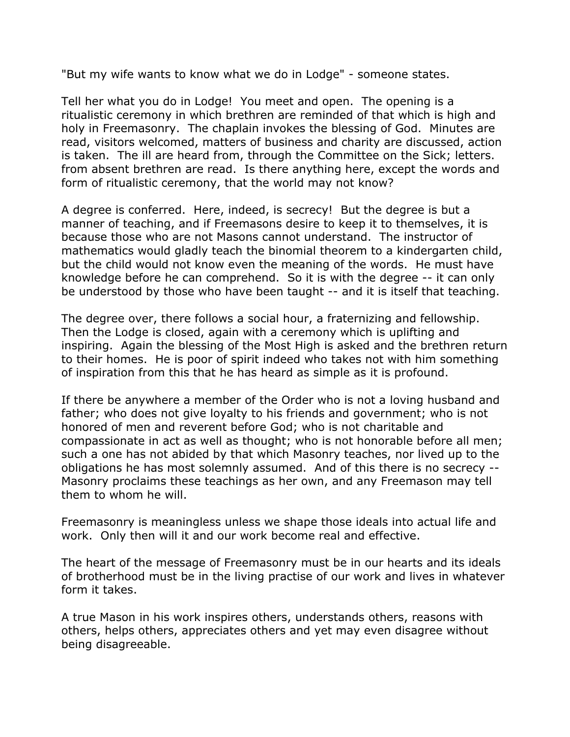"But my wife wants to know what we do in Lodge" - someone states.

Tell her what you do in Lodge! You meet and open. The opening is a ritualistic ceremony in which brethren are reminded of that which is high and holy in Freemasonry. The chaplain invokes the blessing of God. Minutes are read, visitors welcomed, matters of business and charity are discussed, action is taken. The ill are heard from, through the Committee on the Sick; letters. from absent brethren are read. Is there anything here, except the words and form of ritualistic ceremony, that the world may not know?

A degree is conferred. Here, indeed, is secrecy! But the degree is but a manner of teaching, and if Freemasons desire to keep it to themselves, it is because those who are not Masons cannot understand. The instructor of mathematics would gladly teach the binomial theorem to a kindergarten child, but the child would not know even the meaning of the words. He must have knowledge before he can comprehend. So it is with the degree -- it can only be understood by those who have been taught -- and it is itself that teaching.

The degree over, there follows a social hour, a fraternizing and fellowship. Then the Lodge is closed, again with a ceremony which is uplifting and inspiring. Again the blessing of the Most High is asked and the brethren return to their homes. He is poor of spirit indeed who takes not with him something of inspiration from this that he has heard as simple as it is profound.

If there be anywhere a member of the Order who is not a loving husband and father; who does not give loyalty to his friends and government; who is not honored of men and reverent before God; who is not charitable and compassionate in act as well as thought; who is not honorable before all men; such a one has not abided by that which Masonry teaches, nor lived up to the obligations he has most solemnly assumed. And of this there is no secrecy -- Masonry proclaims these teachings as her own, and any Freemason may tell them to whom he will.

Freemasonry is meaningless unless we shape those ideals into actual life and work. Only then will it and our work become real and effective.

The heart of the message of Freemasonry must be in our hearts and its ideals of brotherhood must be in the living practise of our work and lives in whatever form it takes.

A true Mason in his work inspires others, understands others, reasons with others, helps others, appreciates others and yet may even disagree without being disagreeable.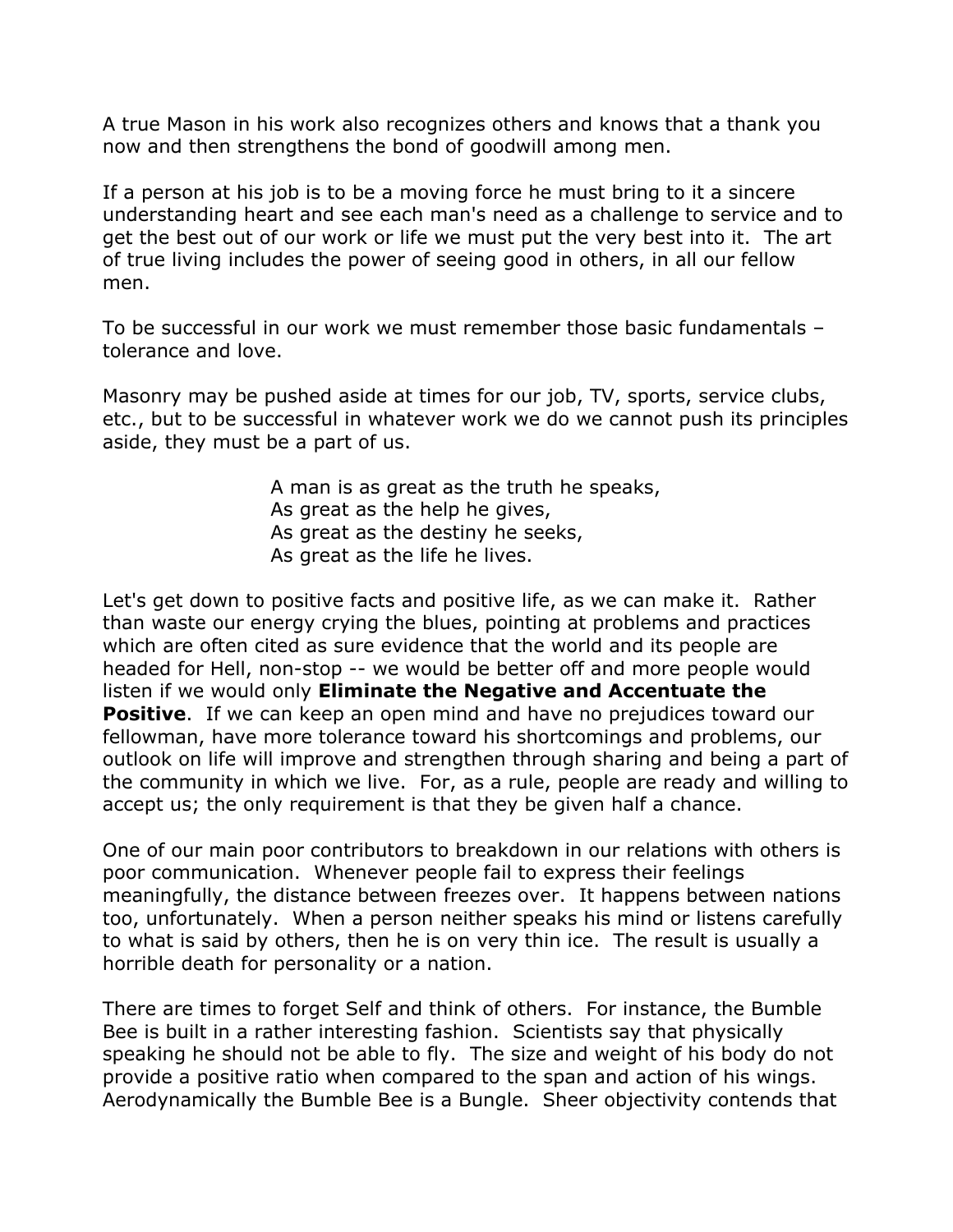A true Mason in his work also recognizes others and knows that a thank you now and then strengthens the bond of goodwill among men.

If a person at his job is to be a moving force he must bring to it a sincere understanding heart and see each man's need as a challenge to service and to get the best out of our work or life we must put the very best into it. The art of true living includes the power of seeing good in others, in all our fellow men.

To be successful in our work we must remember those basic fundamentals – tolerance and love.

Masonry may be pushed aside at times for our job, TV, sports, service clubs, etc., but to be successful in whatever work we do we cannot push its principles aside, they must be a part of us.

> A man is as great as the truth he speaks,  
> As great as the help he gives,  
> As great as the destiny he seeks,  
> As great as the life he lives.

Let's get down to positive facts and positive life, as we can make it. Rather than waste our energy crying the blues, pointing at problems and practices which are often cited as sure evidence that the world and its people are headed for Hell, non-stop -- we would be better off and more people would listen if we would only **Eliminate the Negative and Accentuate the Positive**. If we can keep an open mind and have no prejudices toward our fellowman, have more tolerance toward his shortcomings and problems, our outlook on life will improve and strengthen through sharing and being a part of the community in which we live. For, as a rule, people are ready and willing to accept us; the only requirement is that they be given half a chance.

One of our main poor contributors to breakdown in our relations with others is poor communication. Whenever people fail to express their feelings meaningfully, the distance between freezes over. It happens between nations too, unfortunately. When a person neither speaks his mind or listens carefully to what is said by others, then he is on very thin ice. The result is usually a horrible death for personality or a nation.

There are times to forget Self and think of others. For instance, the Bumble Bee is built in a rather interesting fashion. Scientists say that physically speaking he should not be able to fly. The size and weight of his body do not provide a positive ratio when compared to the span and action of his wings. Aerodynamically the Bumble Bee is a Bungle. Sheer objectivity contends that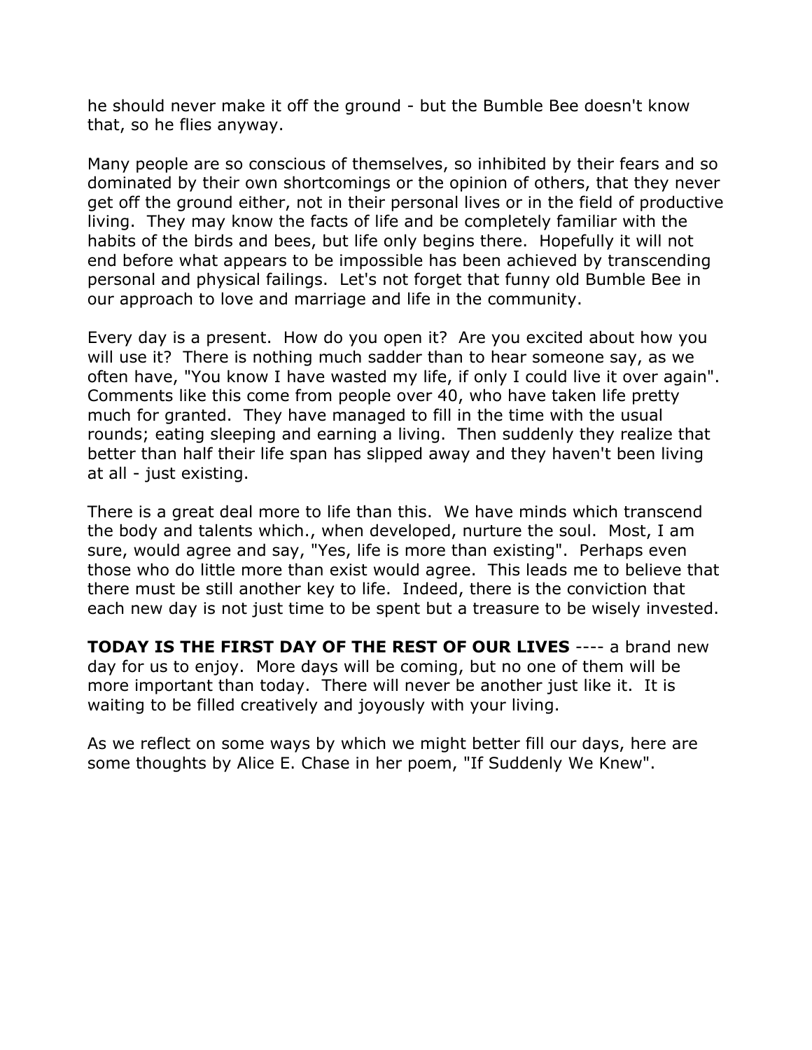he should never make it off the ground - but the Bumble Bee doesn't know that, so he flies anyway.

Many people are so conscious of themselves, so inhibited by their fears and so dominated by their own shortcomings or the opinion of others, that they never get off the ground either, not in their personal lives or in the field of productive living. They may know the facts of life and be completely familiar with the habits of the birds and bees, but life only begins there. Hopefully it will not end before what appears to be impossible has been achieved by transcending personal and physical failings. Let's not forget that funny old Bumble Bee in our approach to love and marriage and life in the community.

Every day is a present. How do you open it? Are you excited about how you will use it? There is nothing much sadder than to hear someone say, as we often have, "You know I have wasted my life, if only I could live it over again". Comments like this come from people over 40, who have taken life pretty much for granted. They have managed to fill in the time with the usual rounds; eating sleeping and earning a living. Then suddenly they realize that better than half their life span has slipped away and they haven't been living at all - just existing.

There is a great deal more to life than this. We have minds which transcend the body and talents which., when developed, nurture the soul. Most, I am sure, would agree and say, "Yes, life is more than existing". Perhaps even those who do little more than exist would agree. This leads me to believe that there must be still another key to life. Indeed, there is the conviction that each new day is not just time to be spent but a treasure to be wisely invested.

**TODAY IS THE FIRST DAY OF THE REST OF OUR LIVES** ---- a brand new day for us to enjoy. More days will be coming, but no one of them will be more important than today. There will never be another just like it. It is waiting to be filled creatively and joyously with your living.

As we reflect on some ways by which we might better fill our days, here are some thoughts by Alice E. Chase in her poem, "If Suddenly We Knew".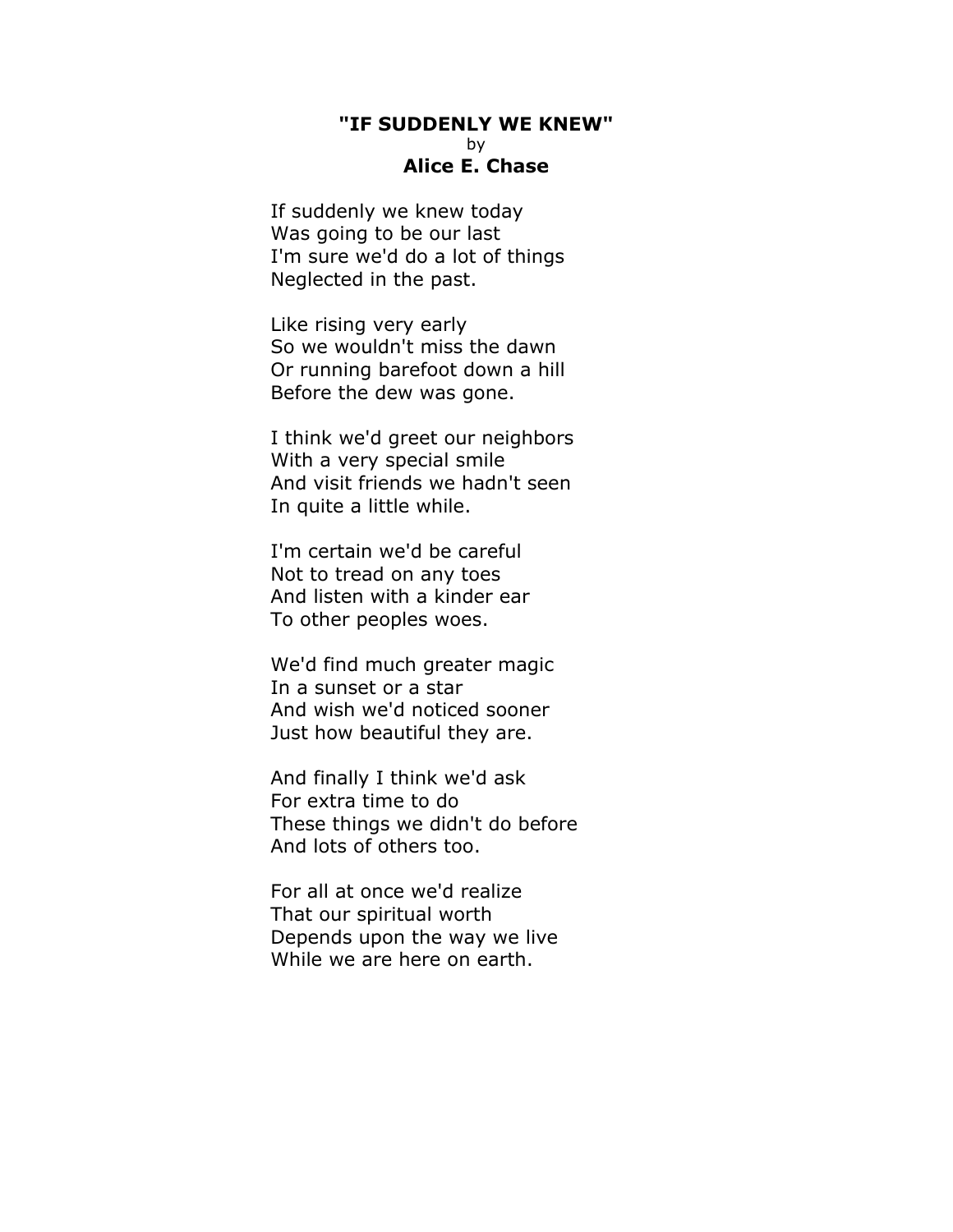**"IF SUDDENLY WE KNEW"**

by

**Alice E. Chase**

If suddenly we knew today  
Was going to be our last  
I'm sure we'd do a lot of things  
Neglected in the past.

Like rising very early  
So we wouldn't miss the dawn  
Or running barefoot down a hill  
Before the dew was gone.

I think we'd greet our neighbors  
With a very special smile  
And visit friends we hadn't seen  
In quite a little while.

I'm certain we'd be careful  
Not to tread on any toes  
And listen with a kinder ear  
To other peoples woes.

We'd find much greater magic  
In a sunset or a star  
And wish we'd noticed sooner  
Just how beautiful they are.

And finally I think we'd ask  
For extra time to do  
These things we didn't do before  
And lots of others too.

For all at once we'd realize  
That our spiritual worth  
Depends upon the way we live  
While we are here on earth.